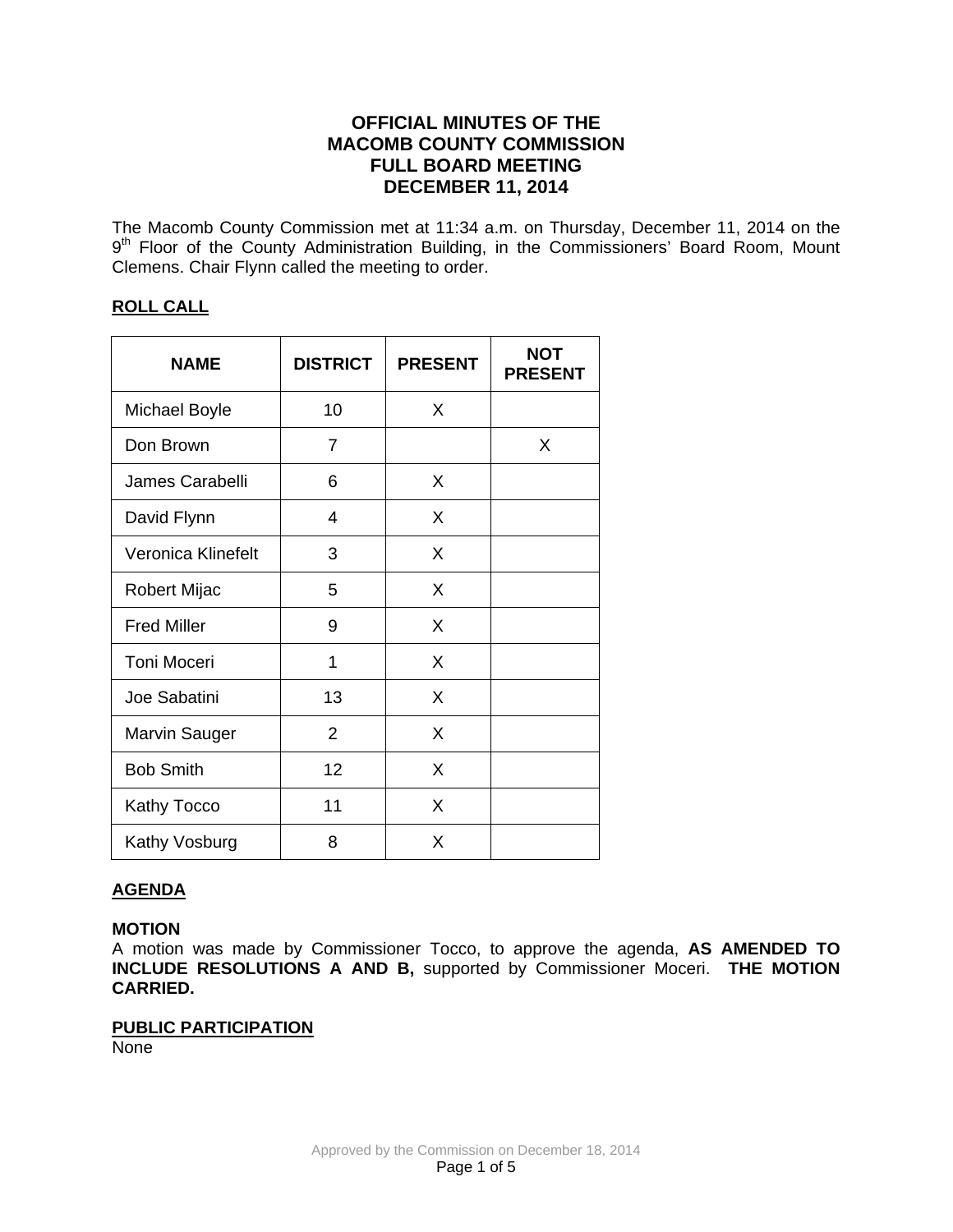# OFFICIAL MINUTES OF THE MACOMB COUNTY COMMISSION FULL BOARD MEETING DECEMBER 11, 2014

The Macomb County Commission met at 11:34 a.m. on Thursday, December 11, 2014 on the 9th Floor of the County Administration Building, in the Commissioners' Board Room, Mount Clemens. Chair Flynn called the meeting to order.

## ROLL CALL

| NAME | DISTRICT | PRESENT | NOT PRESENT |
|---|---|---|---|
| Michael Boyle | 10 | X | |
| Don Brown | 7 | | X |
| James Carabelli | 6 | X | |
| David Flynn | 4 | X | |
| Veronica Klinefelt | 3 | X | |
| Robert Mijac | 5 | X | |
| Fred Miller | 9 | X | |
| Toni Moceri | 1 | X | |
| Joe Sabatini | 13 | X | |
| Marvin Sauger | 2 | X | |
| Bob Smith | 12 | X | |
| Kathy Tocco | 11 | X | |
| Kathy Vosburg | 8 | X | |

## AGENDA

**MOTION**

A motion was made by Commissioner Tocco, to approve the agenda, **AS AMENDED TO INCLUDE RESOLUTIONS A AND B,** supported by Commissioner Moceri. **THE MOTION CARRIED.**

## PUBLIC PARTICIPATION

None

Approved by the Commission on December 18, 2014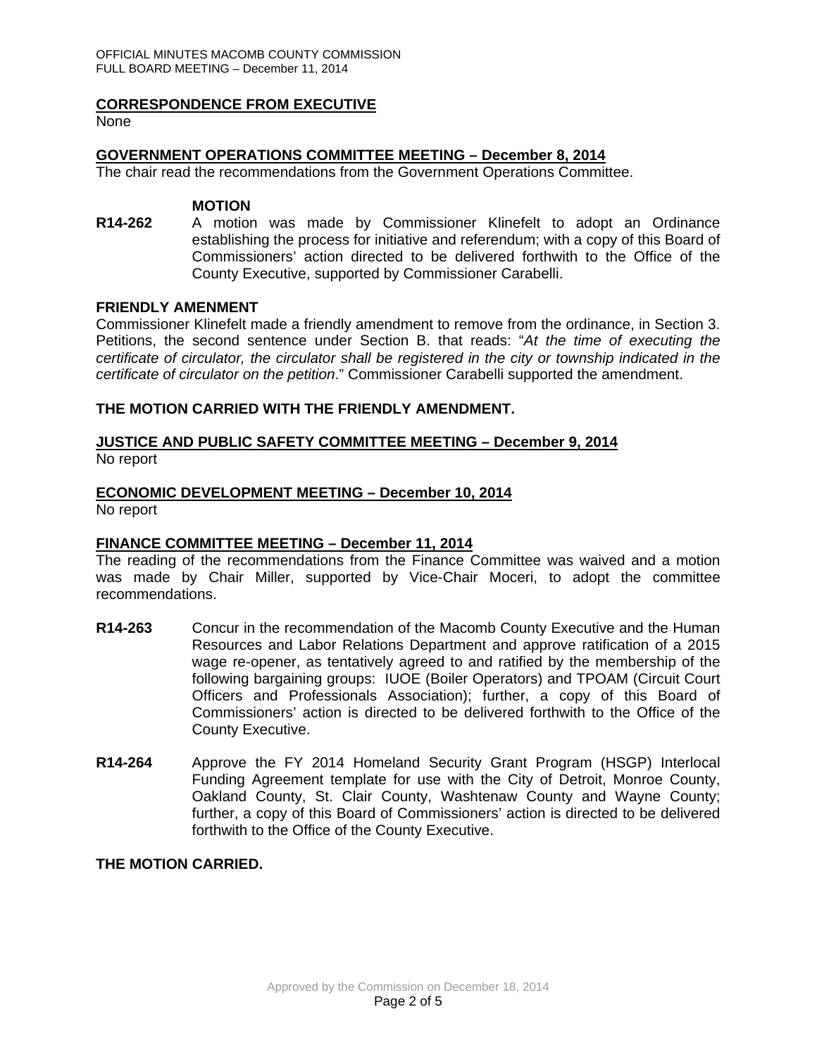**CORRESPONDENCE FROM EXECUTIVE**

None

**GOVERNMENT OPERATIONS COMMITTEE MEETING – December 8, 2014**

The chair read the recommendations from the Government Operations Committee.

**MOTION**

**R14-262** A motion was made by Commissioner Klinefelt to adopt an Ordinance establishing the process for initiative and referendum; with a copy of this Board of Commissioners' action directed to be delivered forthwith to the Office of the County Executive, supported by Commissioner Carabelli.

**FRIENDLY AMENMENT**

Commissioner Klinefelt made a friendly amendment to remove from the ordinance, in Section 3. Petitions, the second sentence under Section B. that reads: "*At the time of executing the certificate of circulator, the circulator shall be registered in the city or township indicated in the certificate of circulator on the petition*." Commissioner Carabelli supported the amendment.

**THE MOTION CARRIED WITH THE FRIENDLY AMENDMENT.**

**JUSTICE AND PUBLIC SAFETY COMMITTEE MEETING – December 9, 2014**

No report

**ECONOMIC DEVELOPMENT MEETING – December 10, 2014**

No report

**FINANCE COMMITTEE MEETING – December 11, 2014**

The reading of the recommendations from the Finance Committee was waived and a motion was made by Chair Miller, supported by Vice-Chair Moceri, to adopt the committee recommendations.

**R14-263** Concur in the recommendation of the Macomb County Executive and the Human Resources and Labor Relations Department and approve ratification of a 2015 wage re-opener, as tentatively agreed to and ratified by the membership of the following bargaining groups: IUOE (Boiler Operators) and TPOAM (Circuit Court Officers and Professionals Association); further, a copy of this Board of Commissioners' action is directed to be delivered forthwith to the Office of the County Executive.

**R14-264** Approve the FY 2014 Homeland Security Grant Program (HSGP) Interlocal Funding Agreement template for use with the City of Detroit, Monroe County, Oakland County, St. Clair County, Washtenaw County and Wayne County; further, a copy of this Board of Commissioners' action is directed to be delivered forthwith to the Office of the County Executive.

**THE MOTION CARRIED.**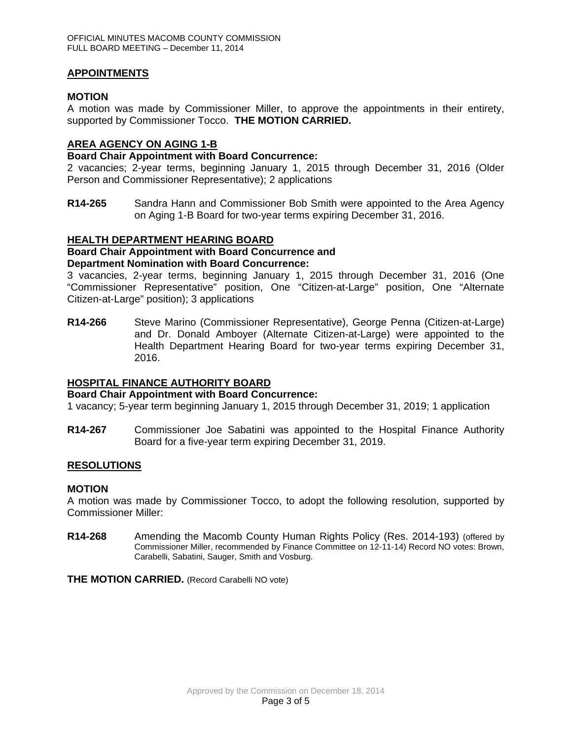## APPOINTMENTS

### MOTION

A motion was made by Commissioner Miller, to approve the appointments in their entirety, supported by Commissioner Tocco. **THE MOTION CARRIED.**

### AREA AGENCY ON AGING 1-B

**Board Chair Appointment with Board Concurrence:**

2 vacancies; 2-year terms, beginning January 1, 2015 through December 31, 2016 (Older Person and Commissioner Representative); 2 applications

**R14-265** Sandra Hann and Commissioner Bob Smith were appointed to the Area Agency on Aging 1-B Board for two-year terms expiring December 31, 2016.

### HEALTH DEPARTMENT HEARING BOARD

**Board Chair Appointment with Board Concurrence and Department Nomination with Board Concurrence:**

3 vacancies, 2-year terms, beginning January 1, 2015 through December 31, 2016 (One "Commissioner Representative" position, One "Citizen-at-Large" position, One "Alternate Citizen-at-Large" position); 3 applications

**R14-266** Steve Marino (Commissioner Representative), George Penna (Citizen-at-Large) and Dr. Donald Amboyer (Alternate Citizen-at-Large) were appointed to the Health Department Hearing Board for two-year terms expiring December 31, 2016.

### HOSPITAL FINANCE AUTHORITY BOARD

**Board Chair Appointment with Board Concurrence:**

1 vacancy; 5-year term beginning January 1, 2015 through December 31, 2019; 1 application

**R14-267** Commissioner Joe Sabatini was appointed to the Hospital Finance Authority Board for a five-year term expiring December 31, 2019.

## RESOLUTIONS

### MOTION

A motion was made by Commissioner Tocco, to adopt the following resolution, supported by Commissioner Miller:

**R14-268** Amending the Macomb County Human Rights Policy (Res. 2014-193) (offered by Commissioner Miller, recommended by Finance Committee on 12-11-14) Record NO votes: Brown, Carabelli, Sabatini, Sauger, Smith and Vosburg.

**THE MOTION CARRIED.** (Record Carabelli NO vote)

Approved by the Commission on December 18, 2014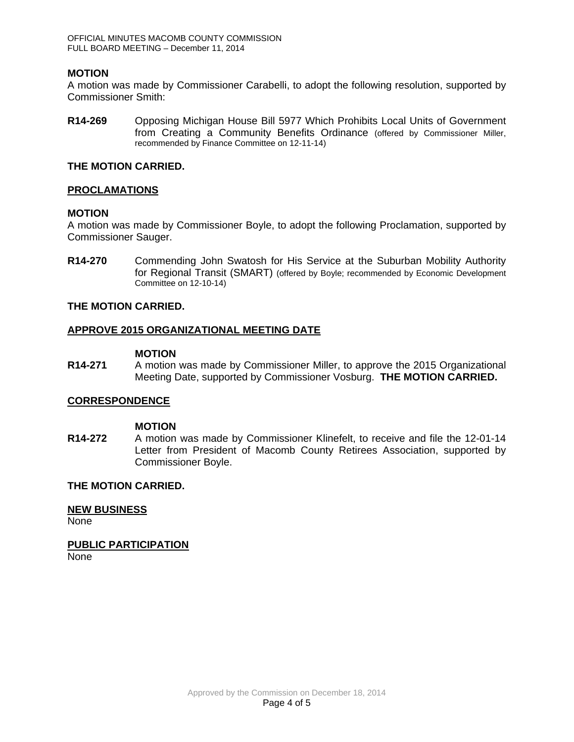**MOTION**

A motion was made by Commissioner Carabelli, to adopt the following resolution, supported by Commissioner Smith:

**R14-269** Opposing Michigan House Bill 5977 Which Prohibits Local Units of Government from Creating a Community Benefits Ordinance (offered by Commissioner Miller, recommended by Finance Committee on 12-11-14)

**THE MOTION CARRIED.**

## PROCLAMATIONS

**MOTION**

A motion was made by Commissioner Boyle, to adopt the following Proclamation, supported by Commissioner Sauger.

**R14-270** Commending John Swatosh for His Service at the Suburban Mobility Authority for Regional Transit (SMART) (offered by Boyle; recommended by Economic Development Committee on 12-10-14)

**THE MOTION CARRIED.**

## APPROVE 2015 ORGANIZATIONAL MEETING DATE

**MOTION**

**R14-271** A motion was made by Commissioner Miller, to approve the 2015 Organizational Meeting Date, supported by Commissioner Vosburg. **THE MOTION CARRIED.**

## CORRESPONDENCE

**MOTION**

**R14-272** A motion was made by Commissioner Klinefelt, to receive and file the 12-01-14 Letter from President of Macomb County Retirees Association, supported by Commissioner Boyle.

**THE MOTION CARRIED.**

## NEW BUSINESS

None

## PUBLIC PARTICIPATION

None

Approved by the Commission on December 18, 2014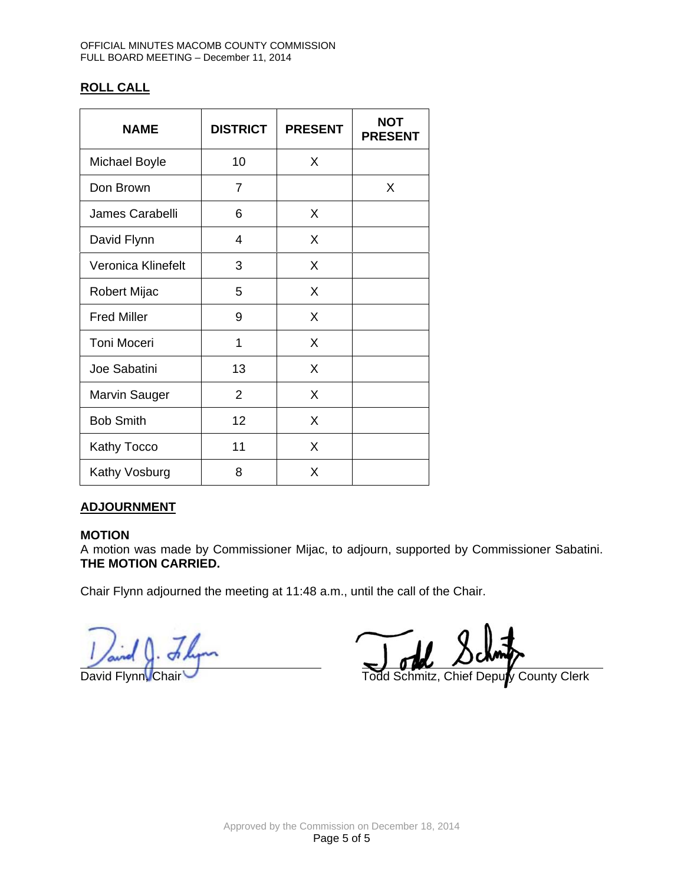## ROLL CALL

| NAME | DISTRICT | PRESENT | NOT PRESENT |
|---|---|---|---|
| Michael Boyle | 10 | X | |
| Don Brown | 7 | | X |
| James Carabelli | 6 | X | |
| David Flynn | 4 | X | |
| Veronica Klinefelt | 3 | X | |
| Robert Mijac | 5 | X | |
| Fred Miller | 9 | X | |
| Toni Moceri | 1 | X | |
| Joe Sabatini | 13 | X | |
| Marvin Sauger | 2 | X | |
| Bob Smith | 12 | X | |
| Kathy Tocco | 11 | X | |
| Kathy Vosburg | 8 | X | |

## ADJOURNMENT

**MOTION**
A motion was made by Commissioner Mijac, to adjourn, supported by Commissioner Sabatini. **THE MOTION CARRIED.**

Chair Flynn adjourned the meeting at 11:48 a.m., until the call of the Chair.

David Flynn, Chair

Todd Schmitz, Chief Deputy County Clerk

Approved by the Commission on December 18, 2014